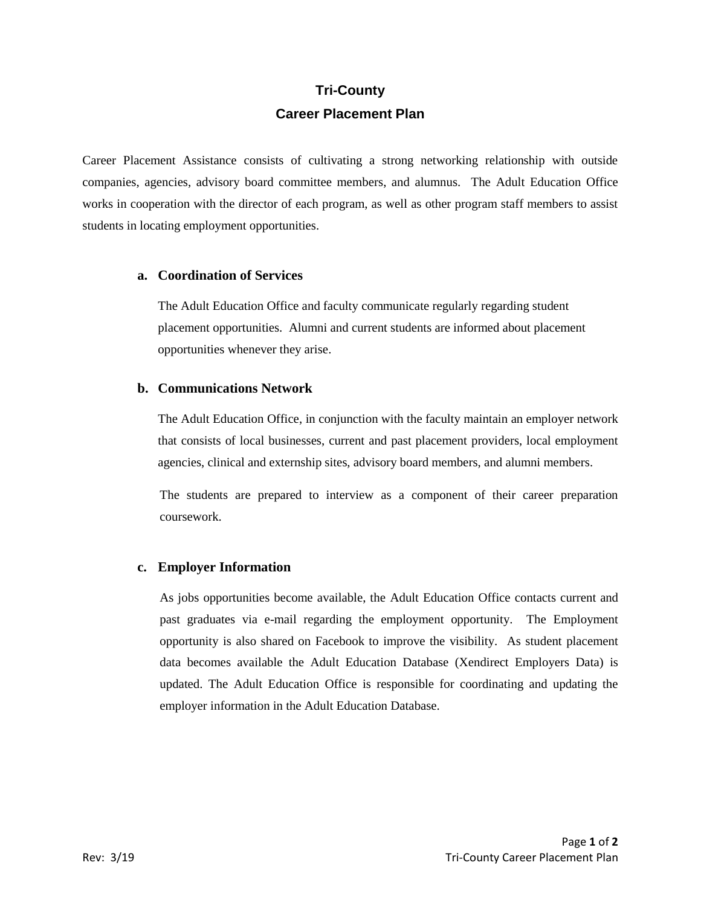# Tri-County
# Career Placement Plan

Career Placement Assistance consists of cultivating a strong networking relationship with outside companies, agencies, advisory board committee members, and alumnus. The Adult Education Office works in cooperation with the director of each program, as well as other program staff members to assist students in locating employment opportunities.

### a. Coordination of Services

The Adult Education Office and faculty communicate regularly regarding student placement opportunities. Alumni and current students are informed about placement opportunities whenever they arise.

### b. Communications Network

The Adult Education Office, in conjunction with the faculty maintain an employer network that consists of local businesses, current and past placement providers, local employment agencies, clinical and externship sites, advisory board members, and alumni members.

The students are prepared to interview as a component of their career preparation coursework.

### c. Employer Information

As jobs opportunities become available, the Adult Education Office contacts current and past graduates via e-mail regarding the employment opportunity. The Employment opportunity is also shared on Facebook to improve the visibility. As student placement data becomes available the Adult Education Database (Xendirect Employers Data) is updated. The Adult Education Office is responsible for coordinating and updating the employer information in the Adult Education Database.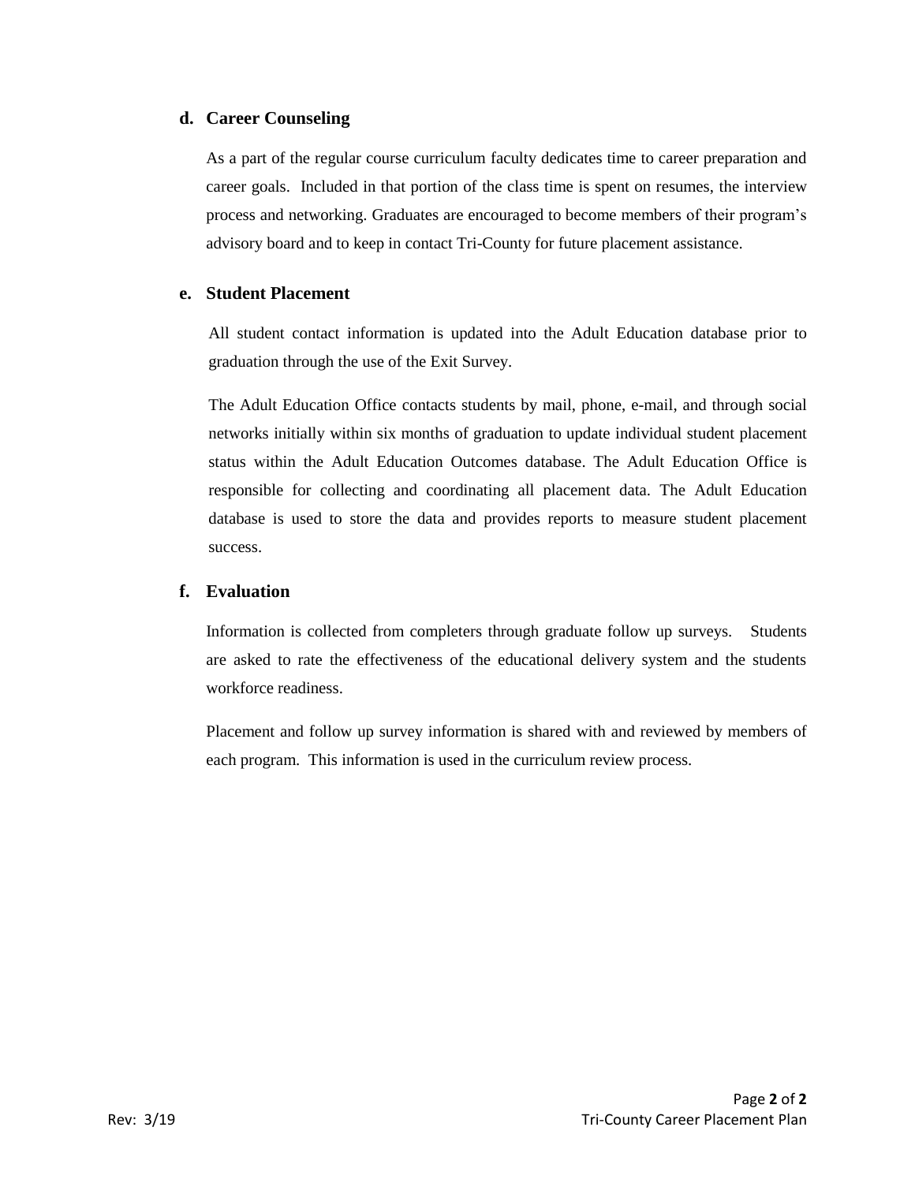**d. Career Counseling**

As a part of the regular course curriculum faculty dedicates time to career preparation and career goals. Included in that portion of the class time is spent on resumes, the interview process and networking. Graduates are encouraged to become members of their program's advisory board and to keep in contact Tri-County for future placement assistance.

**e. Student Placement**

All student contact information is updated into the Adult Education database prior to graduation through the use of the Exit Survey.

The Adult Education Office contacts students by mail, phone, e-mail, and through social networks initially within six months of graduation to update individual student placement status within the Adult Education Outcomes database. The Adult Education Office is responsible for collecting and coordinating all placement data. The Adult Education database is used to store the data and provides reports to measure student placement success.

**f. Evaluation**

Information is collected from completers through graduate follow up surveys. Students are asked to rate the effectiveness of the educational delivery system and the students workforce readiness.

Placement and follow up survey information is shared with and reviewed by members of each program. This information is used in the curriculum review process.